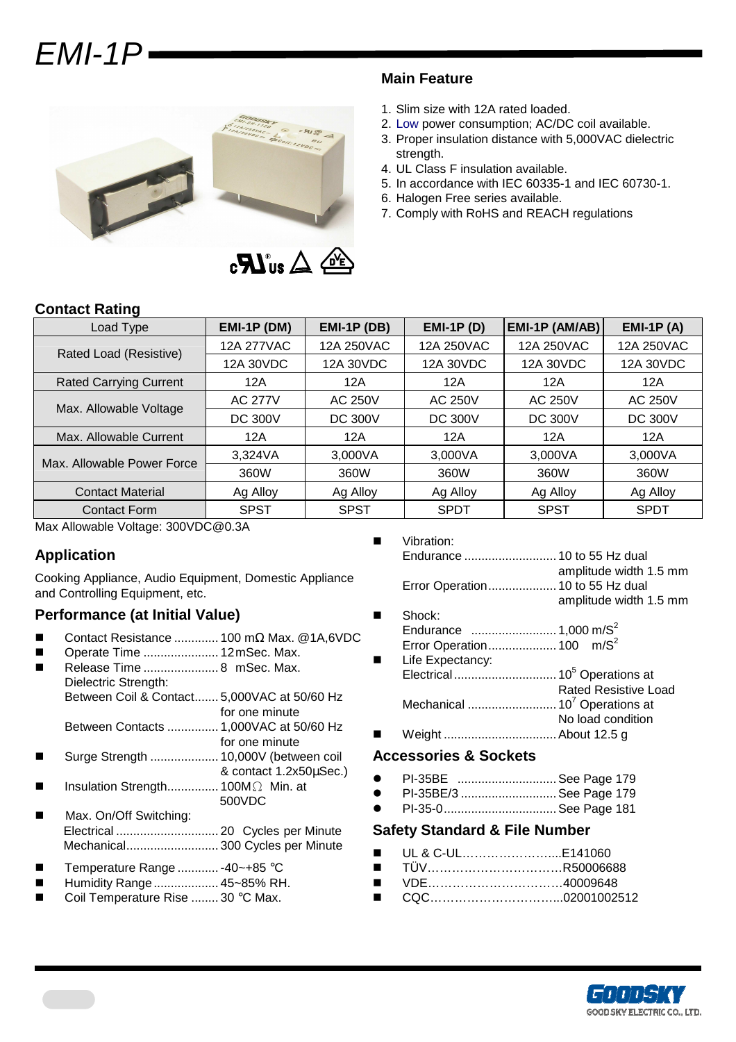# EMI-1P

## Main Feature

1. Slim size with 12A rated loaded.
2. Low power consumption; AC/DC coil available.
3. Proper insulation distance with 5,000VAC dielectric strength.
4. UL Class F insulation available.
5. In accordance with IEC 60335-1 and IEC 60730-1.
6. Halogen Free series available.
7. Comply with RoHS and REACH regulations

## Contact Rating

| Load Type | EMI-1P (DM) | EMI-1P (DB) | EMI-1P (D) | EMI-1P (AM/AB) | EMI-1P (A) |
|---|---|---|---|---|---|
| Rated Load (Resistive) | 12A 277VAC | 12A 250VAC | 12A 250VAC | 12A 250VAC | 12A 250VAC |
| | 12A 30VDC | 12A 30VDC | 12A 30VDC | 12A 30VDC | 12A 30VDC |
| Rated Carrying Current | 12A | 12A | 12A | 12A | 12A |
| Max. Allowable Voltage | AC 277V | AC 250V | AC 250V | AC 250V | AC 250V |
| | DC 300V | DC 300V | DC 300V | DC 300V | DC 300V |
| Max. Allowable Current | 12A | 12A | 12A | 12A | 12A |
| Max. Allowable Power Force | 3,324VA | 3,000VA | 3,000VA | 3,000VA | 3,000VA |
| | 360W | 360W | 360W | 360W | 360W |
| Contact Material | Ag Alloy | Ag Alloy | Ag Alloy | Ag Alloy | Ag Alloy |
| Contact Form | SPST | SPST | SPDT | SPST | SPDT |

Max Allowable Voltage: 300VDC@0.3A

## Application

Cooking Appliance, Audio Equipment, Domestic Appliance and Controlling Equipment, etc.

## Performance (at Initial Value)

- Contact Resistance ............. 100 mΩ Max. @1A,6VDC
- Operate Time ...................... 12mSec. Max.
- Release Time ...................... 8 mSec. Max.
  Dielectric Strength:
  Between Coil & Contact....... 5,000VAC at 50/60 Hz for one minute
  Between Contacts ............... 1,000VAC at 50/60 Hz for one minute
- Surge Strength .................... 10,000V (between coil & contact 1.2x50µSec.)
- Insulation Strength............... 100MΩ Min. at 500VDC
- Max. On/Off Switching:
  Electrical .............................. 20 Cycles per Minute
  Mechanical........................... 300 Cycles per Minute
- Temperature Range ............ -40~+85 ℃
- Humidity Range ................... 45~85% RH.
- Coil Temperature Rise ........ 30 ℃ Max.
- Vibration:
  Endurance ........................... 10 to 55 Hz dual amplitude width 1.5 mm
  Error Operation.................... 10 to 55 Hz dual amplitude width 1.5 mm
- Shock:
  Endurance ......................... 1,000 $m/S^2$
  Error Operation.................... 100 $m/S^2$
- Life Expectancy:
  Electrical .............................. $10^5$ Operations at Rated Resistive Load
  Mechanical .......................... $10^7$ Operations at No load condition
- Weight ................................. About 12.5 g

## Accessories & Sockets

- PI-35BE ............................. See Page 179
- PI-35BE/3 ............................ See Page 179
- PI-35-0................................. See Page 181

## Safety Standard & File Number

- UL & C-UL…………………....E141060
- TÜV……………………………R50006688
- VDE……………………………40009648
- CQC…………………………...02001002512

GOODSKY ELECTRIC CO., LTD.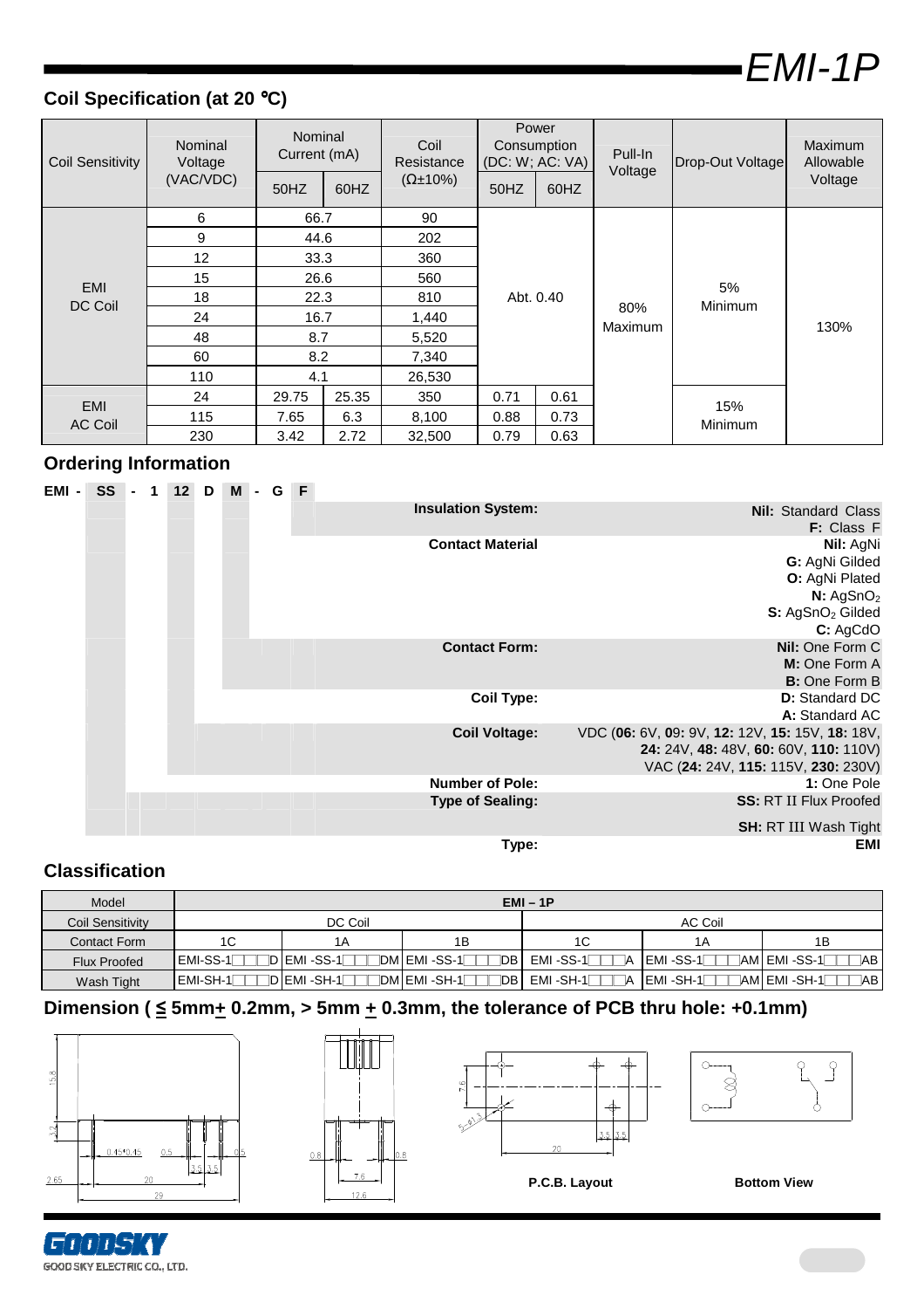# EMI-1P

## Coil Specification (at 20 ℃)

| Coil Sensitivity | Nominal Voltage (VAC/VDC) | Nominal Current (mA) | | Coil Resistance (Ω±10%) | Power Consumption (DC: W; AC: VA) | | Pull-In Voltage | Drop-Out Voltage | Maximum Allowable Voltage |
|---|---|---|---|---|---|---|---|---|---|
| | | 50HZ | 60HZ | | 50HZ | 60HZ | | | |
| EMI DC Coil | 6 | 66.7 | | 90 | Abt. 0.40 | | 80% Maximum | 5% Minimum | 130% |
| | 9 | 44.6 | | 202 | | | | | |
| | 12 | 33.3 | | 360 | | | | | |
| | 15 | 26.6 | | 560 | | | | | |
| | 18 | 22.3 | | 810 | | | | | |
| | 24 | 16.7 | | 1,440 | | | | | |
| | 48 | 8.7 | | 5,520 | | | | | |
| | 60 | 8.2 | | 7,340 | | | | | |
| | 110 | 4.1 | | 26,530 | | | | | |
| EMI AC Coil | 24 | 29.75 | 25.35 | 350 | 0.71 | 0.61 | | 15% Minimum | |
| | 115 | 7.65 | 6.3 | 8,100 | 0.88 | 0.73 | | | |
| | 230 | 3.42 | 2.72 | 32,500 | 0.79 | 0.63 | | | |

## Ordering Information

**EMI - SS - 1 12 D M - G F**

| | |
|---|---|
| **Insulation System:** | **Nil:** Standard Class<br>**F:** Class F |
| **Contact Material** | **Nil:** AgNi<br>**G:** AgNi Gilded<br>**O:** AgNi Plated<br>**N:** $AgSnO_2$<br>**S:** $AgSnO_2$ Gilded<br>**C:** AgCdO |
| **Contact Form:** | **Nil:** One Form C<br>**M:** One Form A<br>**B:** One Form B |
| **Coil Type:** | **D:** Standard DC<br>**A:** Standard AC |
| **Coil Voltage:** | VDC (**06:** 6V, **09:** 9V, **12:** 12V, **15:** 15V, **18:** 18V, **24:** 24V, **48:** 48V, **60:** 60V, **110:** 110V)<br>VAC (**24:** 24V, **115:** 115V, **230:** 230V) |
| **Number of Pole:** | **1:** One Pole |
| **Type of Sealing:** | **SS:** RT II Flux Proofed<br>**SH:** RT III Wash Tight |
| **Type:** | **EMI** |

## Classification

| Model | EMI – 1P | | | | | |
|---|---|---|---|---|---|---|
| Coil Sensitivity | DC Coil | | | AC Coil | | |
| Contact Form | 1C | 1A | 1B | 1C | 1A | 1B |
| Flux Proofed | EMI-SS-1□□D | EMI -SS-1□□DM | EMI -SS-1□□DB | EMI -SS-1□□A | EMI -SS-1□□AM | EMI -SS-1□□AB |
| Wash Tight | EMI-SH-1□□D | EMI -SH-1□□DM | EMI -SH-1□□DB | EMI -SH-1□□A | EMI -SH-1□□AM | EMI -SH-1□□AB |

## Dimension ( ≦ 5mm ± 0.2mm, > 5mm ± 0.3mm, the tolerance of PCB thru hole: +0.1mm)

**P.C.B. Layout**

**Bottom View**

GOODSKY
GOOD SKY ELECTRIC CO., LTD.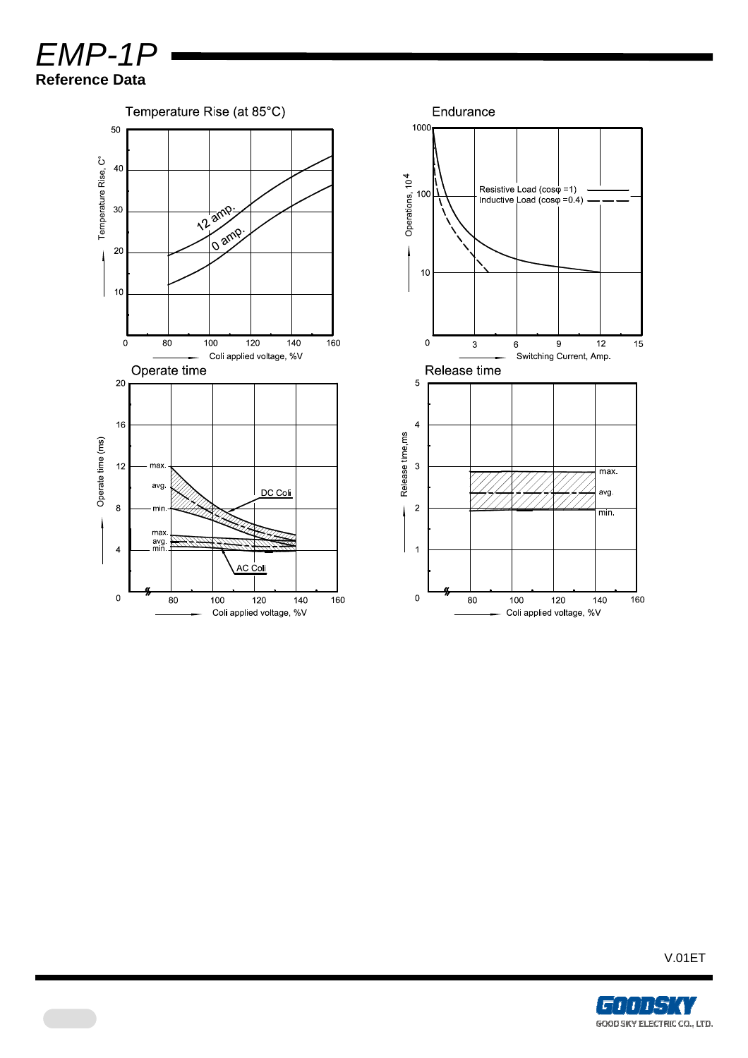# EMP-1P

**Reference Data**

## Temperature Rise (at 85°C)

Temperature Rise, C°

50
40
30
20
10
0

12 amp.
0 amp.

80 100 120 140 160

Coli applied voltage, %V

## Endurance

Operations, $10^4$

1000
100
10
0

Resistive Load (cosφ =1)
Inductive Load (cosφ =0.4)

3 6 9 12 15

Switching Current, Amp.

## Operate time

Operate time (ms)

20
16
12
8
4
0

max.
avg.
min.
DC Coli
max.
avg.
min.
AC Coli

80 100 120 140 160

Coli applied voltage, %V

## Release time

Release time,ms

5
4
3
2
1
0

max.
avg.
min.

80 100 120 140 160

Coli applied voltage, %V

V.01ET

GOODSKY
GOOD SKY ELECTRIC CO., LTD.